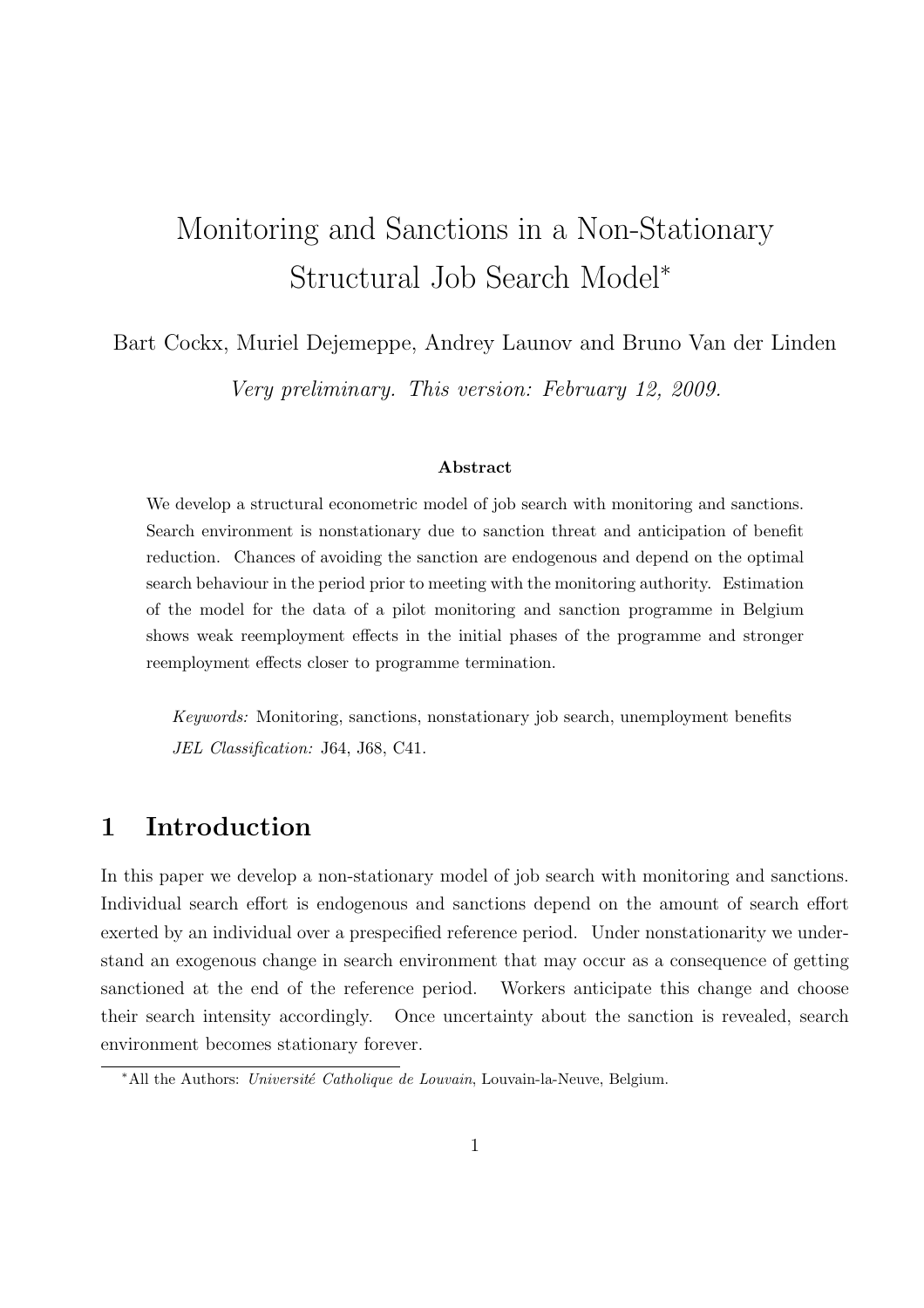# Monitoring and Sanctions in a Non-Stationary Structural Job Search Model*

Bart Cockx, Muriel Dejemeppe, Andrey Launov and Bruno Van der Linden

*Very preliminary. This version: February 12, 2009.*

**Abstract**

We develop a structural econometric model of job search with monitoring and sanctions. Search environment is nonstationary due to sanction threat and anticipation of benefit reduction. Chances of avoiding the sanction are endogenous and depend on the optimal search behaviour in the period prior to meeting with the monitoring authority. Estimation of the model for the data of a pilot monitoring and sanction programme in Belgium shows weak reemployment effects in the initial phases of the programme and stronger reemployment effects closer to programme termination.

*Keywords:* Monitoring, sanctions, nonstationary job search, unemployment benefits

*JEL Classification:* J64, J68, C41.

## 1 Introduction

In this paper we develop a non-stationary model of job search with monitoring and sanctions. Individual search effort is endogenous and sanctions depend on the amount of search effort exerted by an individual over a prespecified reference period. Under nonstationarity we understand an exogenous change in search environment that may occur as a consequence of getting sanctioned at the end of the reference period. Workers anticipate this change and choose their search intensity accordingly. Once uncertainty about the sanction is revealed, search environment becomes stationary forever.

*All the Authors: *Université Catholique de Louvain*, Louvain-la-Neuve, Belgium.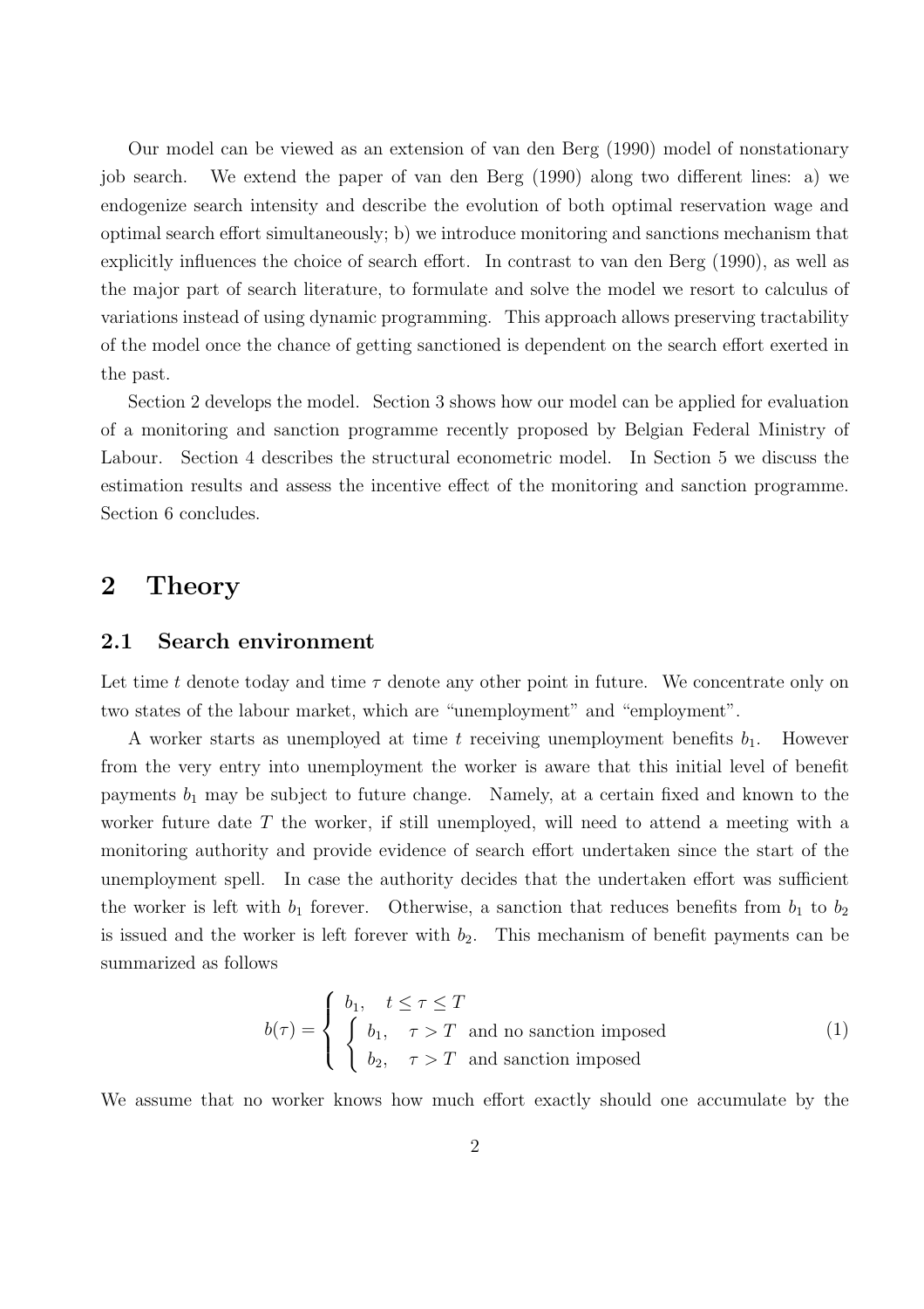Our model can be viewed as an extension of van den Berg (1990) model of nonstationary job search. We extend the paper of van den Berg (1990) along two different lines: a) we endogenize search intensity and describe the evolution of both optimal reservation wage and optimal search effort simultaneously; b) we introduce monitoring and sanctions mechanism that explicitly influences the choice of search effort. In contrast to van den Berg (1990), as well as the major part of search literature, to formulate and solve the model we resort to calculus of variations instead of using dynamic programming. This approach allows preserving tractability of the model once the chance of getting sanctioned is dependent on the search effort exerted in the past.

Section 2 develops the model. Section 3 shows how our model can be applied for evaluation of a monitoring and sanction programme recently proposed by Belgian Federal Ministry of Labour. Section 4 describes the structural econometric model. In Section 5 we discuss the estimation results and assess the incentive effect of the monitoring and sanction programme. Section 6 concludes.

# 2 Theory

## 2.1 Search environment

Let time $t$ denote today and time $\tau$ denote any other point in future. We concentrate only on two states of the labour market, which are "unemployment" and "employment".

A worker starts as unemployed at time $t$ receiving unemployment benefits $b_1$. However from the very entry into unemployment the worker is aware that this initial level of benefit payments $b_1$ may be subject to future change. Namely, at a certain fixed and known to the worker future date $T$ the worker, if still unemployed, will need to attend a meeting with a monitoring authority and provide evidence of search effort undertaken since the start of the unemployment spell. In case the authority decides that the undertaken effort was sufficient the worker is left with $b_1$ forever. Otherwise, a sanction that reduces benefits from $b_1$ to $b_2$ is issued and the worker is left forever with $b_2$. This mechanism of benefit payments can be summarized as follows

$$b(\tau) = \begin{cases} b_1, & t \leq \tau \leq T \\ \begin{cases} b_1, & \tau > T \text{ and no sanction imposed} \\ b_2, & \tau > T \text{ and sanction imposed} \end{cases} \end{cases} \tag{1}$$

We assume that no worker knows how much effort exactly should one accumulate by the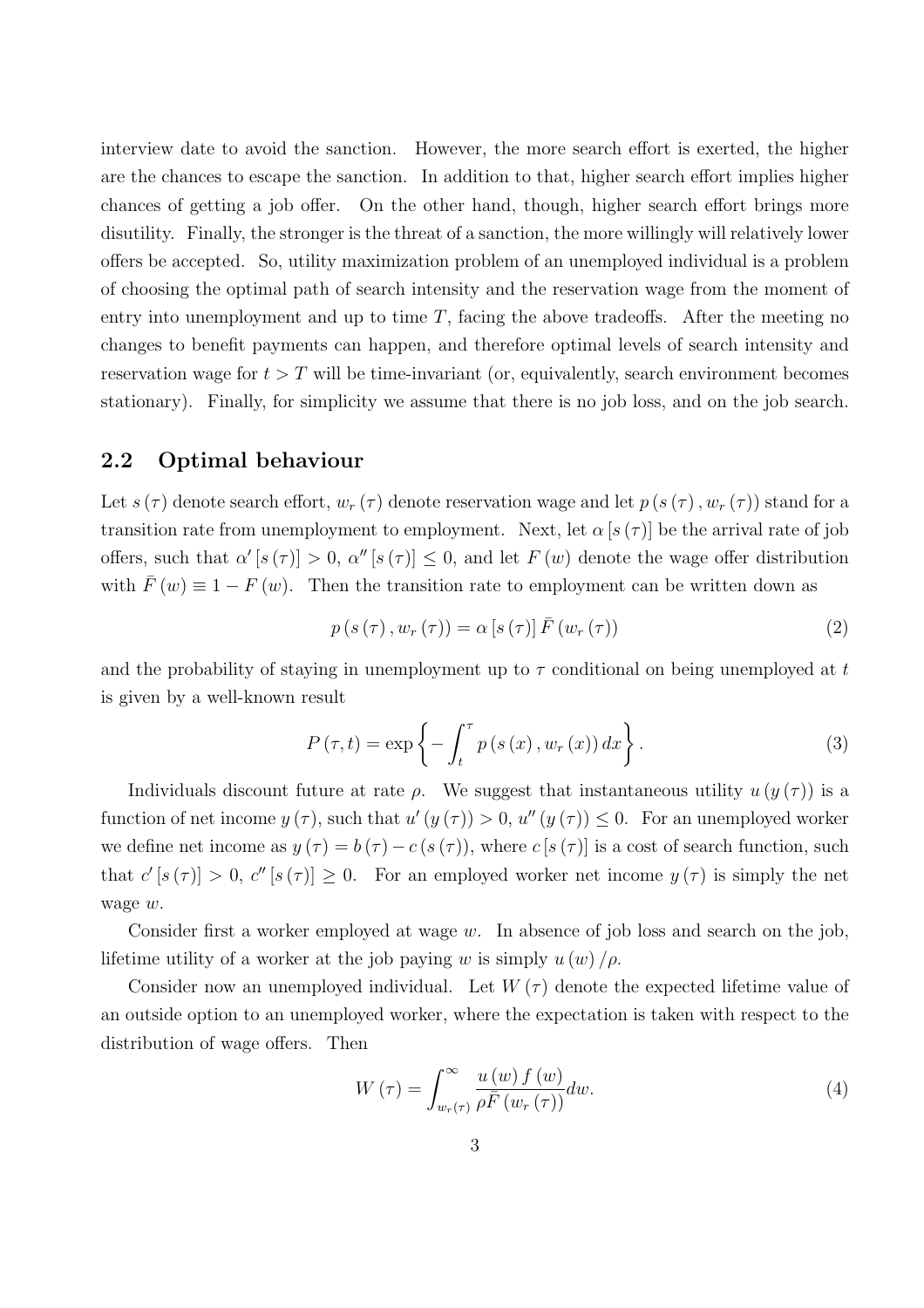interview date to avoid the sanction. However, the more search effort is exerted, the higher are the chances to escape the sanction. In addition to that, higher search effort implies higher chances of getting a job offer. On the other hand, though, higher search effort brings more disutility. Finally, the stronger is the threat of a sanction, the more willingly will relatively lower offers be accepted. So, utility maximization problem of an unemployed individual is a problem of choosing the optimal path of search intensity and the reservation wage from the moment of entry into unemployment and up to time $T$, facing the above tradeoffs. After the meeting no changes to benefit payments can happen, and therefore optimal levels of search intensity and reservation wage for $t > T$ will be time-invariant (or, equivalently, search environment becomes stationary). Finally, for simplicity we assume that there is no job loss, and on the job search.

## 2.2 Optimal behaviour

Let $s(\tau)$ denote search effort, $w_r(\tau)$ denote reservation wage and let $p(s(\tau), w_r(\tau))$ stand for a transition rate from unemployment to employment. Next, let $\alpha[s(\tau)]$ be the arrival rate of job offers, such that $\alpha'[s(\tau)] > 0$, $\alpha''[s(\tau)] \leq 0$, and let $F(w)$ denote the wage offer distribution with $\bar{F}(w) \equiv 1 - F(w)$. Then the transition rate to employment can be written down as

$$p(s(\tau), w_r(\tau)) = \alpha[s(\tau)] \bar{F}(w_r(\tau)) \tag{2}$$

and the probability of staying in unemployment up to $\tau$ conditional on being unemployed at $t$ is given by a well-known result

$$P(\tau, t) = \exp\left\{-\int_t^\tau p(s(x), w_r(x))\, dx\right\}. \tag{3}$$

Individuals discount future at rate $\rho$. We suggest that instantaneous utility $u(y(\tau))$ is a function of net income $y(\tau)$, such that $u'(y(\tau)) > 0$, $u''(y(\tau)) \leq 0$. For an unemployed worker we define net income as $y(\tau) = b(\tau) - c(s(\tau))$, where $c[s(\tau)]$ is a cost of search function, such that $c'[s(\tau)] > 0$, $c''[s(\tau)] \geq 0$. For an employed worker net income $y(\tau)$ is simply the net wage $w$.

Consider first a worker employed at wage $w$. In absence of job loss and search on the job, lifetime utility of a worker at the job paying $w$ is simply $u(w)/\rho$.

Consider now an unemployed individual. Let $W(\tau)$ denote the expected lifetime value of an outside option to an unemployed worker, where the expectation is taken with respect to the distribution of wage offers. Then

$$W(\tau) = \int_{w_r(\tau)}^{\infty} \frac{u(w) f(w)}{\rho \bar{F}(w_r(\tau))} dw. \tag{4}$$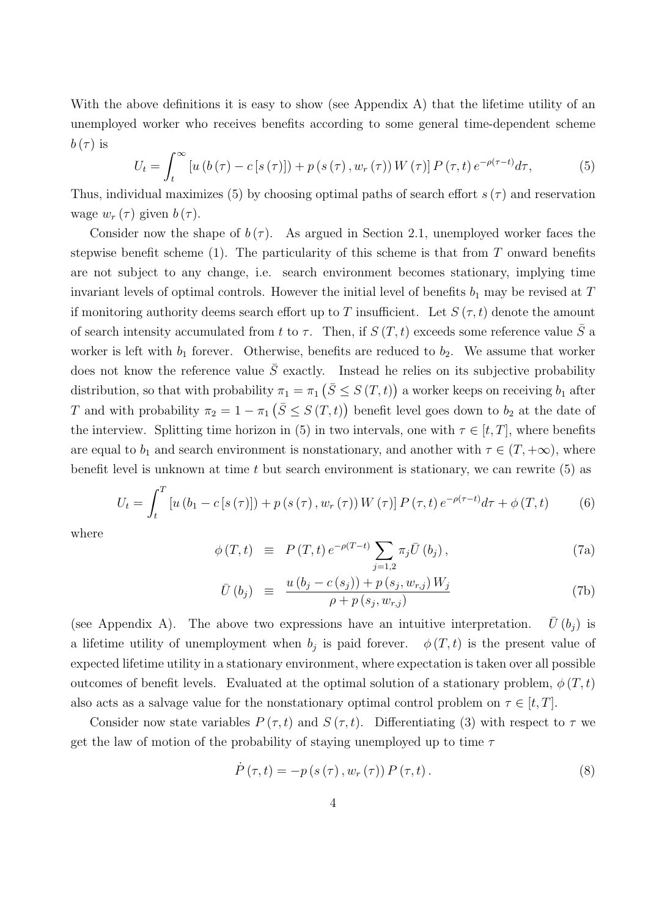With the above definitions it is easy to show (see Appendix A) that the lifetime utility of an unemployed worker who receives benefits according to some general time-dependent scheme $b(\tau)$ is

$$U_t = \int_t^{\infty} \left[ u\left(b(\tau) - c\left[s(\tau)\right]\right) + p\left(s(\tau), w_r(\tau)\right) W(\tau) \right] P(\tau, t)\, e^{-\rho(\tau - t)} d\tau, \tag{5}$$

Thus, individual maximizes (5) by choosing optimal paths of search effort $s(\tau)$ and reservation wage $w_r(\tau)$ given $b(\tau)$.

Consider now the shape of $b(\tau)$. As argued in Section 2.1, unemployed worker faces the stepwise benefit scheme (1). The particularity of this scheme is that from $T$ onward benefits are not subject to any change, i.e. search environment becomes stationary, implying time invariant levels of optimal controls. However the initial level of benefits $b_1$ may be revised at $T$ if monitoring authority deems search effort up to $T$ insufficient. Let $S(\tau, t)$ denote the amount of search intensity accumulated from $t$ to $\tau$. Then, if $S(T, t)$ exceeds some reference value $\bar{S}$ a worker is left with $b_1$ forever. Otherwise, benefits are reduced to $b_2$. We assume that worker does not know the reference value $\bar{S}$ exactly. Instead he relies on its subjective probability distribution, so that with probability $\pi_1 = \pi_1\left(\bar{S} \leq S(T, t)\right)$ a worker keeps on receiving $b_1$ after $T$ and with probability $\pi_2 = 1 - \pi_1\left(\bar{S} \leq S(T, t)\right)$ benefit level goes down to $b_2$ at the date of the interview. Splitting time horizon in (5) in two intervals, one with $\tau \in [t, T]$, where benefits are equal to $b_1$ and search environment is nonstationary, and another with $\tau \in (T, +\infty)$, where benefit level is unknown at time $t$ but search environment is stationary, we can rewrite (5) as

$$U_t = \int_t^{T} \left[ u\left(b_1 - c\left[s(\tau)\right]\right) + p\left(s(\tau), w_r(\tau)\right) W(\tau) \right] P(\tau, t)\, e^{-\rho(\tau - t)} d\tau + \phi(T, t) \tag{6}$$

where

$$\phi(T, t) \equiv P(T, t)\, e^{-\rho(T - t)} \sum_{j=1,2} \pi_j \bar{U}(b_j), \tag{7a}$$

$$\bar{U}(b_j) \equiv \frac{u\left(b_j - c(s_j)\right) + p\left(s_j, w_{r,j}\right) W_j}{\rho + p\left(s_j, w_{r,j}\right)} \tag{7b}$$

(see Appendix A). The above two expressions have an intuitive interpretation. $\bar{U}(b_j)$ is a lifetime utility of unemployment when $b_j$ is paid forever. $\phi(T, t)$ is the present value of expected lifetime utility in a stationary environment, where expectation is taken over all possible outcomes of benefit levels. Evaluated at the optimal solution of a stationary problem, $\phi(T, t)$ also acts as a salvage value for the nonstationary optimal control problem on $\tau \in [t, T]$.

Consider now state variables $P(\tau, t)$ and $S(\tau, t)$. Differentiating (3) with respect to $\tau$ we get the law of motion of the probability of staying unemployed up to time $\tau$

$$\dot{P}(\tau, t) = -p\left(s(\tau), w_r(\tau)\right) P(\tau, t). \tag{8}$$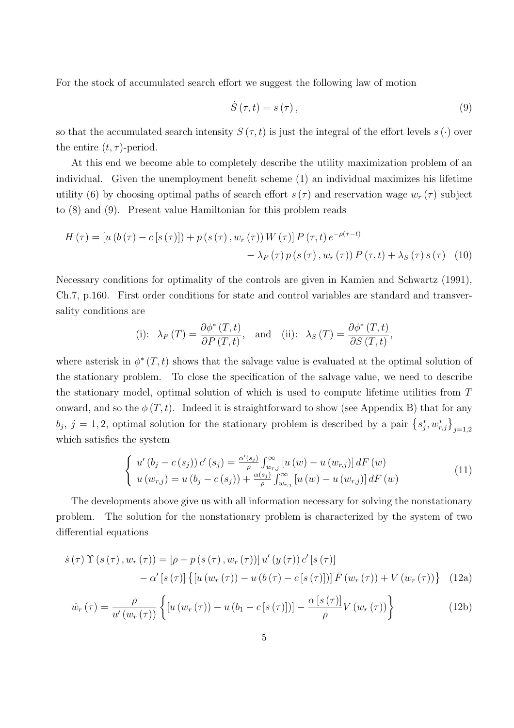For the stock of accumulated search effort we suggest the following law of motion

$$\dot{S}(\tau, t) = s(\tau), \tag{9}$$

so that the accumulated search intensity $S(\tau, t)$ is just the integral of the effort levels $s(\cdot)$ over the entire $(t, \tau)$-period.

At this end we become able to completely describe the utility maximization problem of an individual. Given the unemployment benefit scheme (1) an individual maximizes his lifetime utility (6) by choosing optimal paths of search effort $s(\tau)$ and reservation wage $w_r(\tau)$ subject to (8) and (9). Present value Hamiltonian for this problem reads

$$\begin{aligned} H(\tau) = \left[u\left(b(\tau) - c\left[s(\tau)\right]\right) + p\left(s(\tau), w_r(\tau)\right) W(\tau)\right] P(\tau, t)\, e^{-\rho(\tau - t)} \\ - \lambda_P(\tau)\, p\left(s(\tau), w_r(\tau)\right) P(\tau, t) + \lambda_S(\tau)\, s(\tau) \end{aligned} \tag{10}$$

Necessary conditions for optimality of the controls are given in Kamien and Schwartz (1991), Ch.7, p.160. First order conditions for state and control variables are standard and transversality conditions are

$$\text{(i):} \;\; \lambda_P(T) = \frac{\partial \phi^*(T, t)}{\partial P(T, t)}, \quad \text{and} \quad \text{(ii):} \;\; \lambda_S(T) = \frac{\partial \phi^*(T, t)}{\partial S(T, t)},$$

where asterisk in $\phi^*(T, t)$ shows that the salvage value is evaluated at the optimal solution of the stationary problem. To close the specification of the salvage value, we need to describe the stationary model, optimal solution of which is used to compute lifetime utilities from $T$ onward, and so the $\phi(T, t)$. Indeed it is straightforward to show (see Appendix B) that for any $b_j$, $j = 1, 2$, optimal solution for the stationary problem is described by a pair $\left\{s_j^*, w_{r,j}^*\right\}_{j=1,2}$ which satisfies the system

$$\left\{ \begin{array}{l} u'\left(b_j - c(s_j)\right) c'(s_j) = \frac{\alpha'(s_j)}{\rho} \int_{w_{r,j}}^{\infty} \left[u(w) - u(w_{r,j})\right] dF(w) \\ u(w_{r,j}) = u\left(b_j - c(s_j)\right) + \frac{\alpha(s_j)}{\rho} \int_{w_{r,j}}^{\infty} \left[u(w) - u(w_{r,j})\right] dF(w) \end{array} \right. \tag{11}$$

The developments above give us with all information necessary for solving the nonstationary problem. The solution for the nonstationary problem is characterized by the system of two differential equations

$$\begin{aligned} \dot{s}(\tau)\, \Upsilon\left(s(\tau), w_r(\tau)\right) = \left[\rho + p\left(s(\tau), w_r(\tau)\right)\right] u'\left(y(\tau)\right) c'\left[s(\tau)\right] \\ - \alpha'\left[s(\tau)\right] \left\{\left[u\left(w_r(\tau)\right) - u\left(b(\tau) - c\left[s(\tau)\right]\right)\right] \bar{F}\left(w_r(\tau)\right) + V\left(w_r(\tau)\right)\right\} \end{aligned} \tag{12a}$$

$$\dot{w}_r(\tau) = \frac{\rho}{u'\left(w_r(\tau)\right)} \left\{\left[u\left(w_r(\tau)\right) - u\left(b_1 - c\left[s(\tau)\right]\right)\right] - \frac{\alpha\left[s(\tau)\right]}{\rho} V\left(w_r(\tau)\right)\right\} \tag{12b}$$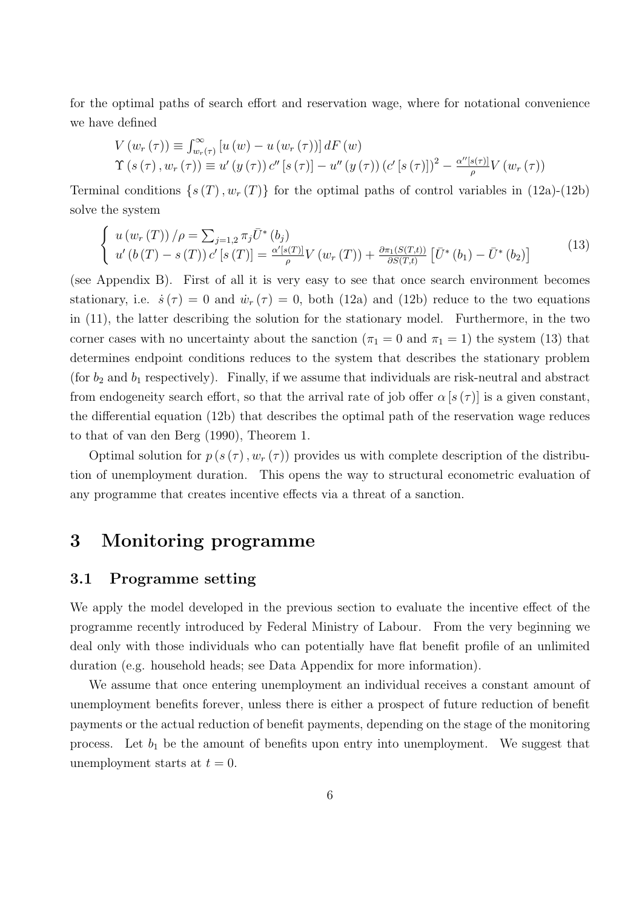for the optimal paths of search effort and reservation wage, where for notational convenience we have defined

$$
\begin{aligned}
&V\left(w_r(\tau)\right) \equiv \int_{w_r(\tau)}^{\infty}\left[u(w)-u\left(w_r(\tau)\right)\right] dF(w) \\
&\Upsilon\left(s(\tau), w_r(\tau)\right) \equiv u'\left(y(\tau)\right) c''\left[s(\tau)\right]-u''\left(y(\tau)\right)\left(c'\left[s(\tau)\right]\right)^2-\frac{\alpha''[s(\tau)]}{\rho} V\left(w_r(\tau)\right)
\end{aligned}
$$

Terminal conditions $\{s(T), w_r(T)\}$ for the optimal paths of control variables in (12a)-(12b) solve the system

$$
\left\{\begin{array}{l}
u\left(w_r(T)\right)/\rho=\sum_{j=1,2} \pi_j \bar{U}^*\left(b_j\right) \\
u'\left(b(T)-s(T)\right) c'\left[s(T)\right]=\frac{\alpha'[s(T)]}{\rho} V\left(w_r(T)\right)+\frac{\partial \pi_1(S(T,t))}{\partial S(T,t)}\left[\bar{U}^*\left(b_1\right)-\bar{U}^*\left(b_2\right)\right]
\end{array}\right. \tag{13}
$$

(see Appendix B). First of all it is very easy to see that once search environment becomes stationary, i.e. $\dot{s}(\tau)=0$ and $\dot{w}_r(\tau)=0$, both (12a) and (12b) reduce to the two equations in (11), the latter describing the solution for the stationary model. Furthermore, in the two corner cases with no uncertainty about the sanction ($\pi_1=0$ and $\pi_1=1$) the system (13) that determines endpoint conditions reduces to the system that describes the stationary problem (for $b_2$ and $b_1$ respectively). Finally, if we assume that individuals are risk-neutral and abstract from endogeneity search effort, so that the arrival rate of job offer $\alpha[s(\tau)]$ is a given constant, the differential equation (12b) that describes the optimal path of the reservation wage reduces to that of van den Berg (1990), Theorem 1.

Optimal solution for $p\left(s(\tau), w_r(\tau)\right)$ provides us with complete description of the distribution of unemployment duration. This opens the way to structural econometric evaluation of any programme that creates incentive effects via a threat of a sanction.

# 3 Monitoring programme

## 3.1 Programme setting

We apply the model developed in the previous section to evaluate the incentive effect of the programme recently introduced by Federal Ministry of Labour. From the very beginning we deal only with those individuals who can potentially have flat benefit profile of an unlimited duration (e.g. household heads; see Data Appendix for more information).

We assume that once entering unemployment an individual receives a constant amount of unemployment benefits forever, unless there is either a prospect of future reduction of benefit payments or the actual reduction of benefit payments, depending on the stage of the monitoring process. Let $b_1$ be the amount of benefits upon entry into unemployment. We suggest that unemployment starts at $t=0$.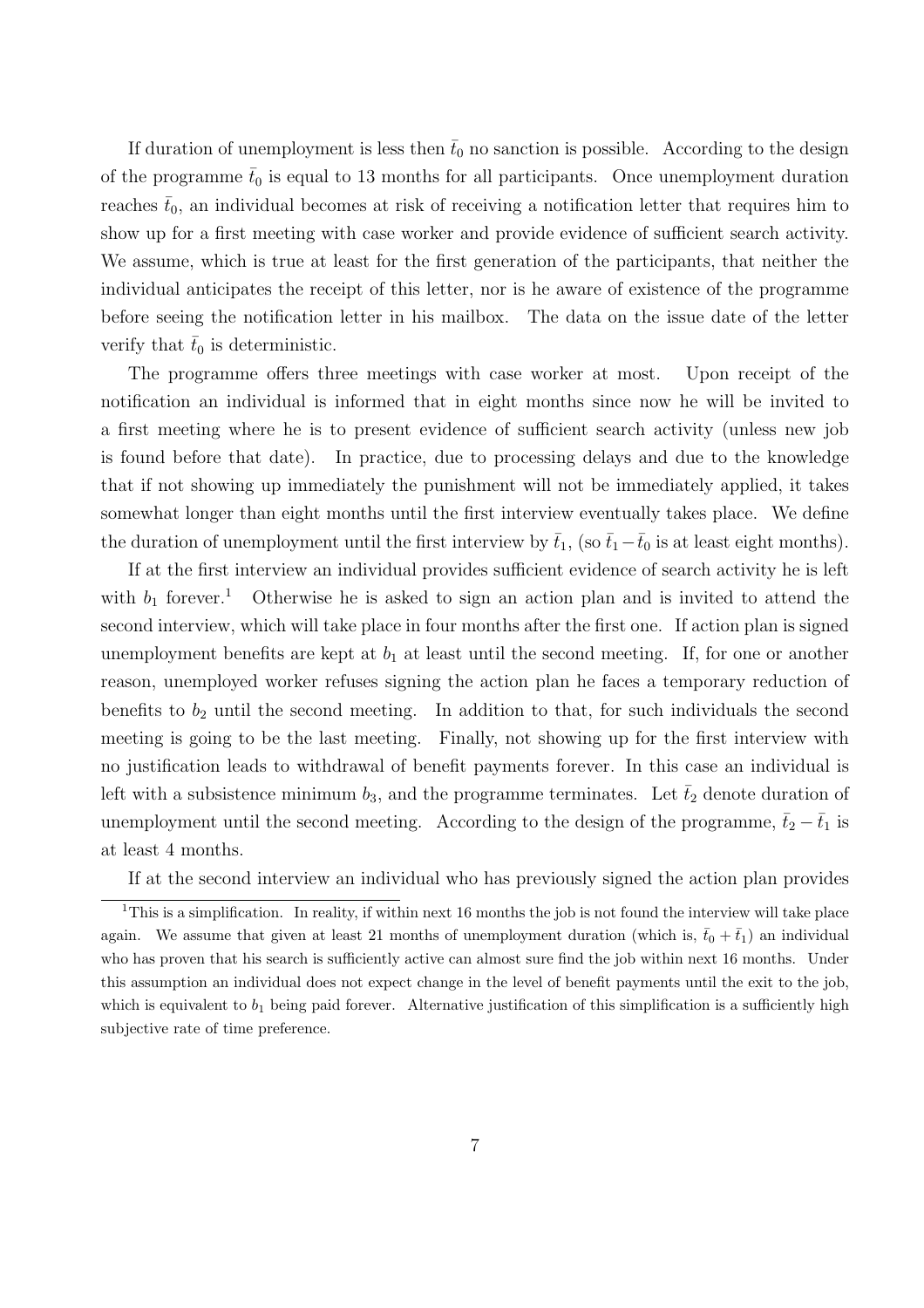If duration of unemployment is less then $\bar{t}_0$ no sanction is possible. According to the design of the programme $\bar{t}_0$ is equal to 13 months for all participants. Once unemployment duration reaches $\bar{t}_0$, an individual becomes at risk of receiving a notification letter that requires him to show up for a first meeting with case worker and provide evidence of sufficient search activity. We assume, which is true at least for the first generation of the participants, that neither the individual anticipates the receipt of this letter, nor is he aware of existence of the programme before seeing the notification letter in his mailbox. The data on the issue date of the letter verify that $\bar{t}_0$ is deterministic.

The programme offers three meetings with case worker at most. Upon receipt of the notification an individual is informed that in eight months since now he will be invited to a first meeting where he is to present evidence of sufficient search activity (unless new job is found before that date). In practice, due to processing delays and due to the knowledge that if not showing up immediately the punishment will not be immediately applied, it takes somewhat longer than eight months until the first interview eventually takes place. We define the duration of unemployment until the first interview by $\bar{t}_1$, (so $\bar{t}_1 - \bar{t}_0$ is at least eight months).

If at the first interview an individual provides sufficient evidence of search activity he is left with $b_1$ forever.[1] Otherwise he is asked to sign an action plan and is invited to attend the second interview, which will take place in four months after the first one. If action plan is signed unemployment benefits are kept at $b_1$ at least until the second meeting. If, for one or another reason, unemployed worker refuses signing the action plan he faces a temporary reduction of benefits to $b_2$ until the second meeting. In addition to that, for such individuals the second meeting is going to be the last meeting. Finally, not showing up for the first interview with no justification leads to withdrawal of benefit payments forever. In this case an individual is left with a subsistence minimum $b_3$, and the programme terminates. Let $\bar{t}_2$ denote duration of unemployment until the second meeting. According to the design of the programme, $\bar{t}_2 - \bar{t}_1$ is at least 4 months.

If at the second interview an individual who has previously signed the action plan provides

[1] This is a simplification. In reality, if within next 16 months the job is not found the interview will take place again. We assume that given at least 21 months of unemployment duration (which is, $\bar{t}_0 + \bar{t}_1$) an individual who has proven that his search is sufficiently active can almost sure find the job within next 16 months. Under this assumption an individual does not expect change in the level of benefit payments until the exit to the job, which is equivalent to $b_1$ being paid forever. Alternative justification of this simplification is a sufficiently high subjective rate of time preference.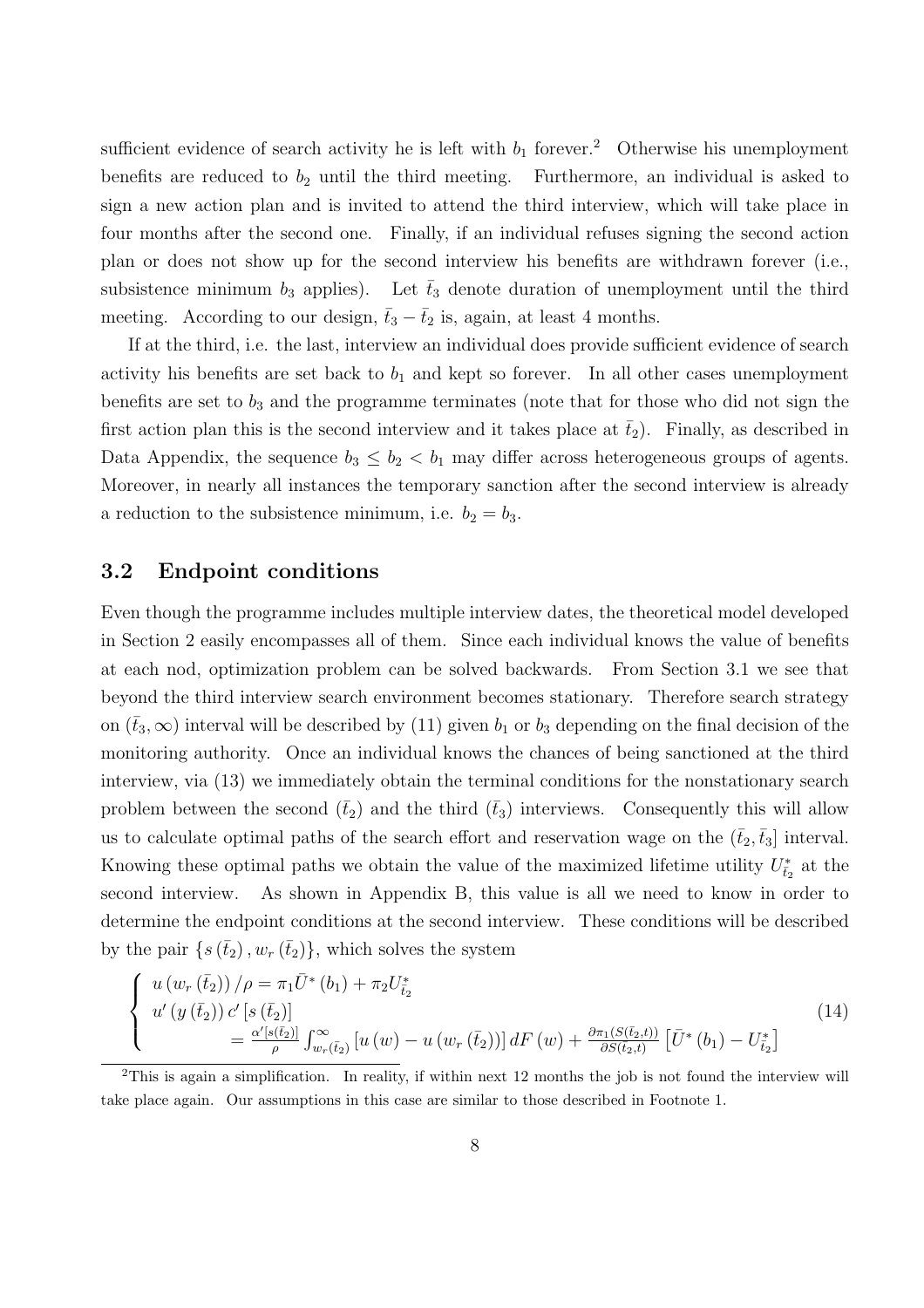sufficient evidence of search activity he is left with $b_1$ forever.[2] Otherwise his unemployment benefits are reduced to $b_2$ until the third meeting. Furthermore, an individual is asked to sign a new action plan and is invited to attend the third interview, which will take place in four months after the second one. Finally, if an individual refuses signing the second action plan or does not show up for the second interview his benefits are withdrawn forever (i.e., subsistence minimum $b_3$ applies). Let $\bar{t}_3$ denote duration of unemployment until the third meeting. According to our design, $\bar{t}_3 - \bar{t}_2$ is, again, at least 4 months.

If at the third, i.e. the last, interview an individual does provide sufficient evidence of search activity his benefits are set back to $b_1$ and kept so forever. In all other cases unemployment benefits are set to $b_3$ and the programme terminates (note that for those who did not sign the first action plan this is the second interview and it takes place at $\bar{t}_2$). Finally, as described in Data Appendix, the sequence $b_3 \leq b_2 < b_1$ may differ across heterogeneous groups of agents. Moreover, in nearly all instances the temporary sanction after the second interview is already a reduction to the subsistence minimum, i.e. $b_2 = b_3$.

## 3.2 Endpoint conditions

Even though the programme includes multiple interview dates, the theoretical model developed in Section 2 easily encompasses all of them. Since each individual knows the value of benefits at each nod, optimization problem can be solved backwards. From Section 3.1 we see that beyond the third interview search environment becomes stationary. Therefore search strategy on $(\bar{t}_3, \infty)$ interval will be described by (11) given $b_1$ or $b_3$ depending on the final decision of the monitoring authority. Once an individual knows the chances of being sanctioned at the third interview, via (13) we immediately obtain the terminal conditions for the nonstationary search problem between the second $(\bar{t}_2)$ and the third $(\bar{t}_3)$ interviews. Consequently this will allow us to calculate optimal paths of the search effort and reservation wage on the $(\bar{t}_2, \bar{t}_3]$ interval. Knowing these optimal paths we obtain the value of the maximized lifetime utility $U^*_{\bar{t}_2}$ at the second interview. As shown in Appendix B, this value is all we need to know in order to determine the endpoint conditions at the second interview. These conditions will be described by the pair $\{s(\bar{t}_2), w_r(\bar{t}_2)\}$, which solves the system

$$
\left\{
\begin{array}{l}
u\left(w_r\left(\bar{t}_2\right)\right)/\rho = \pi_1 \bar{U}^*\left(b_1\right) + \pi_2 U^*_{\bar{t}_2} \\
u'\left(y\left(\bar{t}_2\right)\right) c'\left[s\left(\bar{t}_2\right)\right] \\
\qquad = \frac{\alpha'\left[s\left(\bar{t}_2\right)\right]}{\rho} \int_{w_r(\bar{t}_2)}^{\infty} \left[u\left(w\right) - u\left(w_r\left(\bar{t}_2\right)\right)\right] dF\left(w\right) + \frac{\partial \pi_1\left(S\left(\bar{t}_2, t\right)\right)}{\partial S\left(\bar{t}_2, t\right)} \left[\bar{U}^*\left(b_1\right) - U^*_{\bar{t}_2}\right]
\end{array}
\right. \tag{14}
$$

[2]This is again a simplification. In reality, if within next 12 months the job is not found the interview will take place again. Our assumptions in this case are similar to those described in Footnote 1.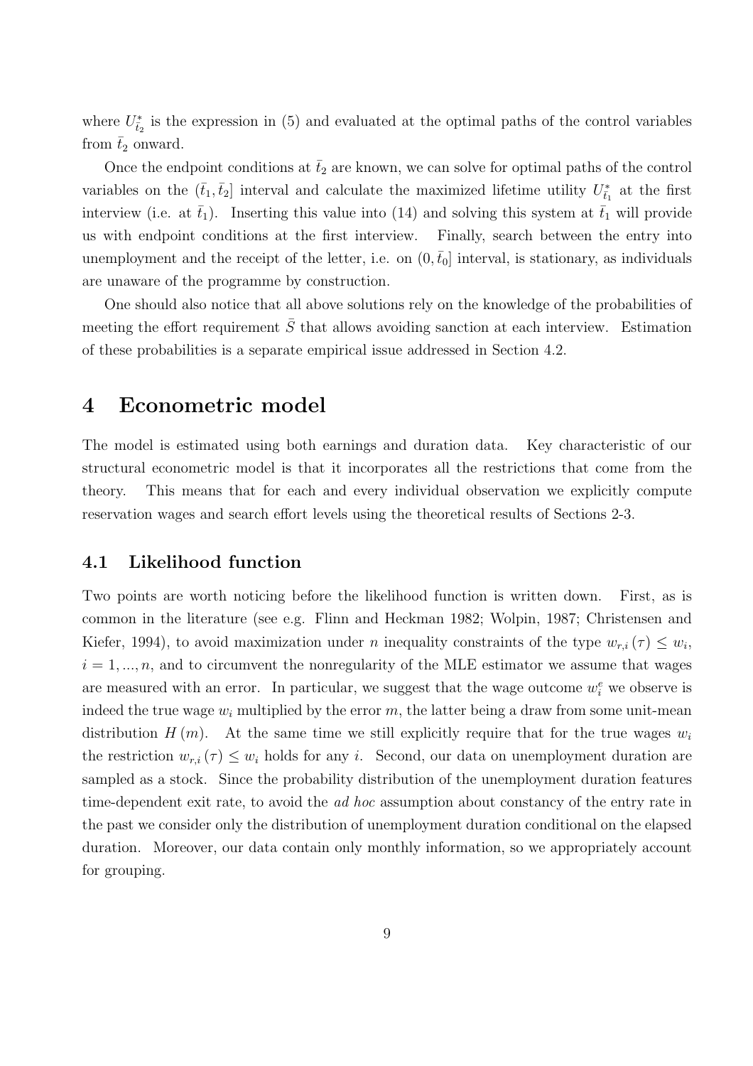where $U_{\bar{t}_2}^*$ is the expression in (5) and evaluated at the optimal paths of the control variables from $\bar{t}_2$ onward.

Once the endpoint conditions at $\bar{t}_2$ are known, we can solve for optimal paths of the control variables on the $(\bar{t}_1, \bar{t}_2]$ interval and calculate the maximized lifetime utility $U_{\bar{t}_1}^*$ at the first interview (i.e. at $\bar{t}_1$). Inserting this value into (14) and solving this system at $\bar{t}_1$ will provide us with endpoint conditions at the first interview. Finally, search between the entry into unemployment and the receipt of the letter, i.e. on $(0, \bar{t}_0]$ interval, is stationary, as individuals are unaware of the programme by construction.

One should also notice that all above solutions rely on the knowledge of the probabilities of meeting the effort requirement $\bar{S}$ that allows avoiding sanction at each interview. Estimation of these probabilities is a separate empirical issue addressed in Section 4.2.

# 4 Econometric model

The model is estimated using both earnings and duration data. Key characteristic of our structural econometric model is that it incorporates all the restrictions that come from the theory. This means that for each and every individual observation we explicitly compute reservation wages and search effort levels using the theoretical results of Sections 2-3.

## 4.1 Likelihood function

Two points are worth noticing before the likelihood function is written down. First, as is common in the literature (see e.g. Flinn and Heckman 1982; Wolpin, 1987; Christensen and Kiefer, 1994), to avoid maximization under $n$ inequality constraints of the type $w_{r,i}(\tau) \leq w_i$, $i = 1, ..., n$, and to circumvent the nonregularity of the MLE estimator we assume that wages are measured with an error. In particular, we suggest that the wage outcome $w_i^e$ we observe is indeed the true wage $w_i$ multiplied by the error $m$, the latter being a draw from some unit-mean distribution $H(m)$. At the same time we still explicitly require that for the true wages $w_i$ the restriction $w_{r,i}(\tau) \leq w_i$ holds for any $i$. Second, our data on unemployment duration are sampled as a stock. Since the probability distribution of the unemployment duration features time-dependent exit rate, to avoid the *ad hoc* assumption about constancy of the entry rate in the past we consider only the distribution of unemployment duration conditional on the elapsed duration. Moreover, our data contain only monthly information, so we appropriately account for grouping.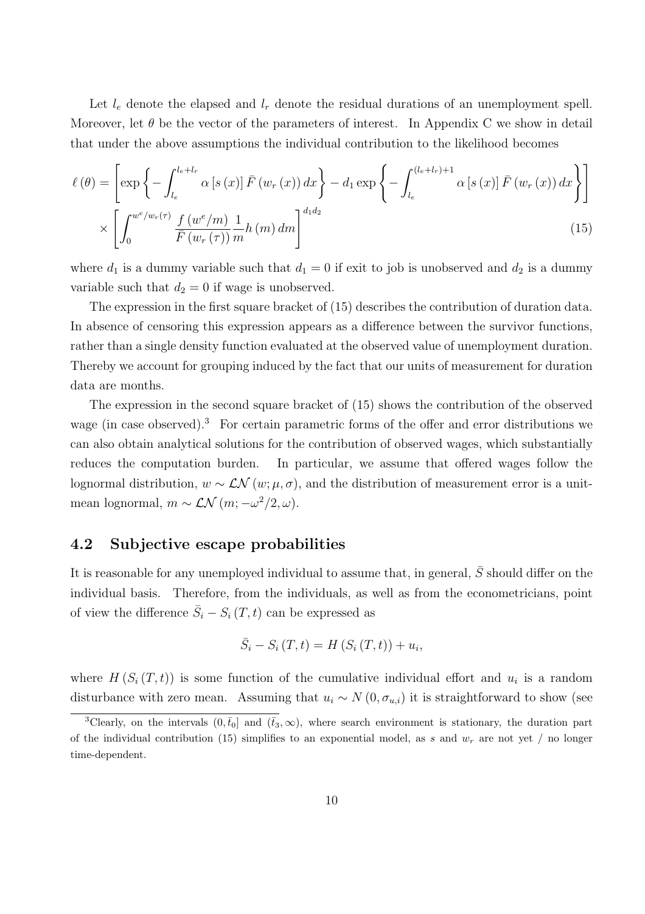Let $l_e$ denote the elapsed and $l_r$ denote the residual durations of an unemployment spell. Moreover, let $\theta$ be the vector of the parameters of interest. In Appendix C we show in detail that under the above assumptions the individual contribution to the likelihood becomes

$$
\ell(\theta) = \left[ \exp\left\{ - \int_{l_e}^{l_e + l_r} \alpha\left[s(x)\right] \bar{F}\left(w_r(x)\right) dx \right\} - d_1 \exp\left\{ - \int_{l_e}^{(l_e + l_r)+1} \alpha\left[s(x)\right] \bar{F}\left(w_r(x)\right) dx \right\} \right]
$$
$$
\times \left[ \int_0^{w^e/w_r(\tau)} \frac{f(w^e/m)}{\bar{F}(w_r(\tau))} \frac{1}{m} h(m)\, dm \right]^{d_1 d_2} \tag{15}
$$

where $d_1$ is a dummy variable such that $d_1 = 0$ if exit to job is unobserved and $d_2$ is a dummy variable such that $d_2 = 0$ if wage is unobserved.

The expression in the first square bracket of (15) describes the contribution of duration data. In absence of censoring this expression appears as a difference between the survivor functions, rather than a single density function evaluated at the observed value of unemployment duration. Thereby we account for grouping induced by the fact that our units of measurement for duration data are months.

The expression in the second square bracket of (15) shows the contribution of the observed wage (in case observed).[3] For certain parametric forms of the offer and error distributions we can also obtain analytical solutions for the contribution of observed wages, which substantially reduces the computation burden. In particular, we assume that offered wages follow the lognormal distribution, $w \sim \mathcal{LN}(w; \mu, \sigma)$, and the distribution of measurement error is a unit-mean lognormal, $m \sim \mathcal{LN}(m; -\omega^2/2, \omega)$.

## 4.2 Subjective escape probabilities

It is reasonable for any unemployed individual to assume that, in general, $\bar{S}$ should differ on the individual basis. Therefore, from the individuals, as well as from the econometricians, point of view the difference $\bar{S}_i - S_i(T, t)$ can be expressed as

$$
\bar{S}_i - S_i(T, t) = H(S_i(T, t)) + u_i,
$$

where $H(S_i(T, t))$ is some function of the cumulative individual effort and $u_i$ is a random disturbance with zero mean. Assuming that $u_i \sim N(0, \sigma_{u,i})$ it is straightforward to show (see

[3] Clearly, on the intervals $(0, \bar{t}_0]$ and $(\bar{t}_3, \infty)$, where search environment is stationary, the duration part of the individual contribution (15) simplifies to an exponential model, as $s$ and $w_r$ are not yet / no longer time-dependent.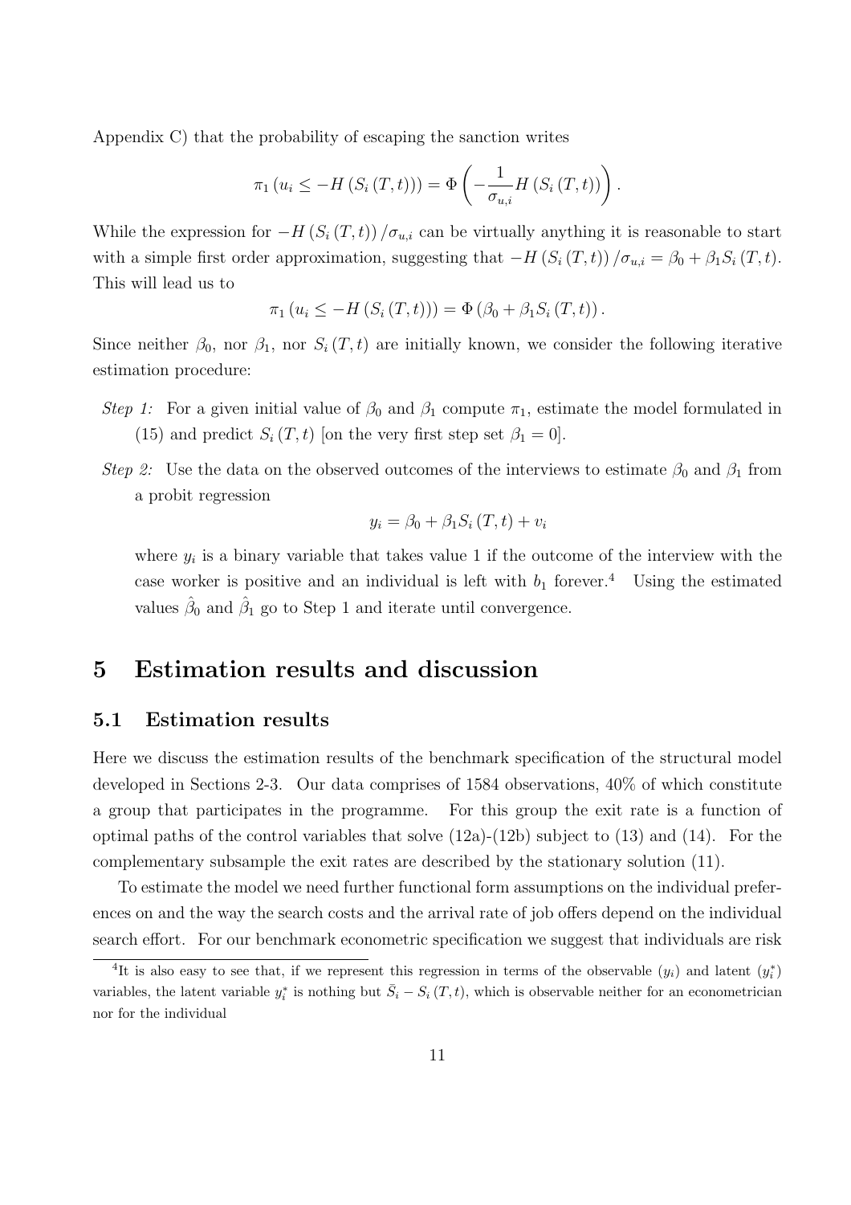Appendix C) that the probability of escaping the sanction writes

$$\pi_1 \left( u_i \leq -H \left( S_i \left( T, t \right) \right) \right) = \Phi \left( -\frac{1}{\sigma_{u,i}} H \left( S_i \left( T, t \right) \right) \right).$$

While the expression for $-H \left( S_i \left( T, t \right) \right) / \sigma_{u,i}$ can be virtually anything it is reasonable to start with a simple first order approximation, suggesting that $-H \left( S_i \left( T, t \right) \right) / \sigma_{u,i} = \beta_0 + \beta_1 S_i \left( T, t \right)$. This will lead us to

$$\pi_1 \left( u_i \leq -H \left( S_i \left( T, t \right) \right) \right) = \Phi \left( \beta_0 + \beta_1 S_i \left( T, t \right) \right).$$

Since neither $\beta_0$, nor $\beta_1$, nor $S_i \left( T, t \right)$ are initially known, we consider the following iterative estimation procedure:

*Step 1:* For a given initial value of $\beta_0$ and $\beta_1$ compute $\pi_1$, estimate the model formulated in (15) and predict $S_i \left( T, t \right)$ [on the very first step set $\beta_1 = 0$].

*Step 2:* Use the data on the observed outcomes of the interviews to estimate $\beta_0$ and $\beta_1$ from a probit regression

$$y_i = \beta_0 + \beta_1 S_i \left( T, t \right) + v_i$$

where $y_i$ is a binary variable that takes value 1 if the outcome of the interview with the case worker is positive and an individual is left with $b_1$ forever.[4] Using the estimated values $\hat{\beta}_0$ and $\hat{\beta}_1$ go to Step 1 and iterate until convergence.

# 5 Estimation results and discussion

## 5.1 Estimation results

Here we discuss the estimation results of the benchmark specification of the structural model developed in Sections 2-3. Our data comprises of 1584 observations, 40% of which constitute a group that participates in the programme. For this group the exit rate is a function of optimal paths of the control variables that solve (12a)-(12b) subject to (13) and (14). For the complementary subsample the exit rates are described by the stationary solution (11).

To estimate the model we need further functional form assumptions on the individual preferences on and the way the search costs and the arrival rate of job offers depend on the individual search effort. For our benchmark econometric specification we suggest that individuals are risk

[4]It is also easy to see that, if we represent this regression in terms of the observable ($y_i$) and latent ($y_i^*$) variables, the latent variable $y_i^*$ is nothing but $\bar{S}_i - S_i \left( T, t \right)$, which is observable neither for an econometrician nor for the individual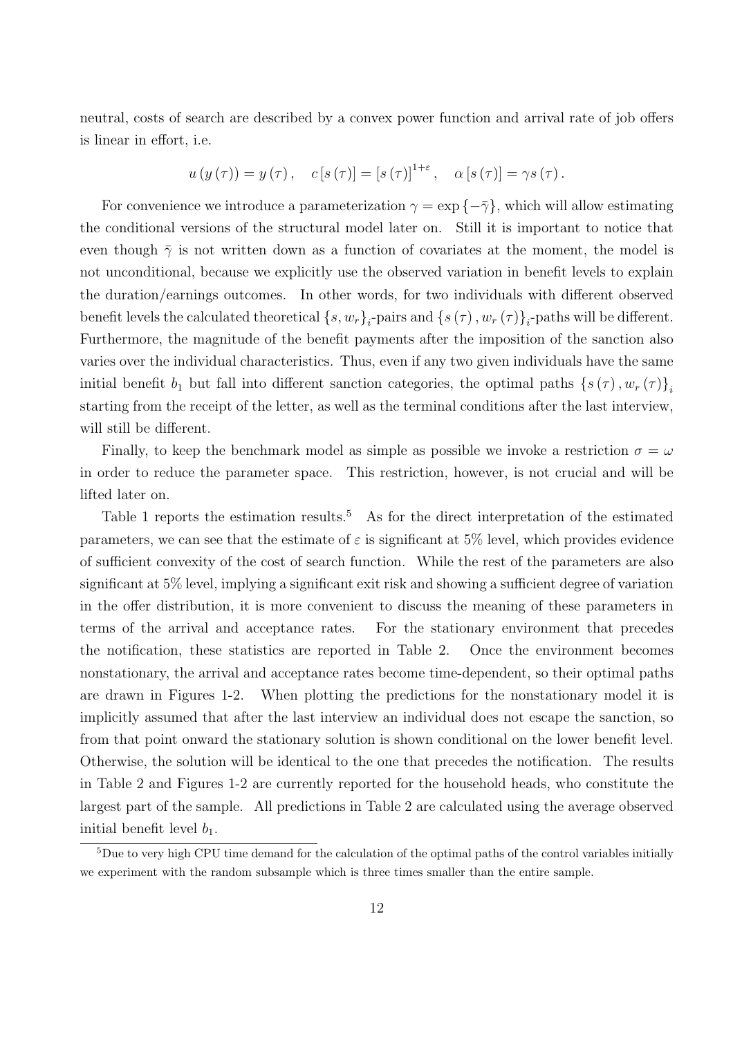neutral, costs of search are described by a convex power function and arrival rate of job offers is linear in effort, i.e.

$$u\left(y\left(\tau\right)\right)=y\left(\tau\right),\quad c\left[s\left(\tau\right)\right]=\left[s\left(\tau\right)\right]^{1+\varepsilon},\quad \alpha\left[s\left(\tau\right)\right]=\gamma s\left(\tau\right).$$

For convenience we introduce a parameterization $\gamma=\exp\left\{-\bar{\gamma}\right\}$, which will allow estimating the conditional versions of the structural model later on. Still it is important to notice that even though $\bar{\gamma}$ is not written down as a function of covariates at the moment, the model is not unconditional, because we explicitly use the observed variation in benefit levels to explain the duration/earnings outcomes. In other words, for two individuals with different observed benefit levels the calculated theoretical $\left\{s,w_r\right\}_i$-pairs and $\left\{s\left(\tau\right),w_r\left(\tau\right)\right\}_i$-paths will be different. Furthermore, the magnitude of the benefit payments after the imposition of the sanction also varies over the individual characteristics. Thus, even if any two given individuals have the same initial benefit $b_1$ but fall into different sanction categories, the optimal paths $\left\{s\left(\tau\right),w_r\left(\tau\right)\right\}_i$ starting from the receipt of the letter, as well as the terminal conditions after the last interview, will still be different.

Finally, to keep the benchmark model as simple as possible we invoke a restriction $\sigma=\omega$ in order to reduce the parameter space. This restriction, however, is not crucial and will be lifted later on.

Table 1 reports the estimation results.[5] As for the direct interpretation of the estimated parameters, we can see that the estimate of $\varepsilon$ is significant at 5% level, which provides evidence of sufficient convexity of the cost of search function. While the rest of the parameters are also significant at 5% level, implying a significant exit risk and showing a sufficient degree of variation in the offer distribution, it is more convenient to discuss the meaning of these parameters in terms of the arrival and acceptance rates. For the stationary environment that precedes the notification, these statistics are reported in Table 2. Once the environment becomes nonstationary, the arrival and acceptance rates become time-dependent, so their optimal paths are drawn in Figures 1-2. When plotting the predictions for the nonstationary model it is implicitly assumed that after the last interview an individual does not escape the sanction, so from that point onward the stationary solution is shown conditional on the lower benefit level. Otherwise, the solution will be identical to the one that precedes the notification. The results in Table 2 and Figures 1-2 are currently reported for the household heads, who constitute the largest part of the sample. All predictions in Table 2 are calculated using the average observed initial benefit level $b_1$.

[5] Due to very high CPU time demand for the calculation of the optimal paths of the control variables initially we experiment with the random subsample which is three times smaller than the entire sample.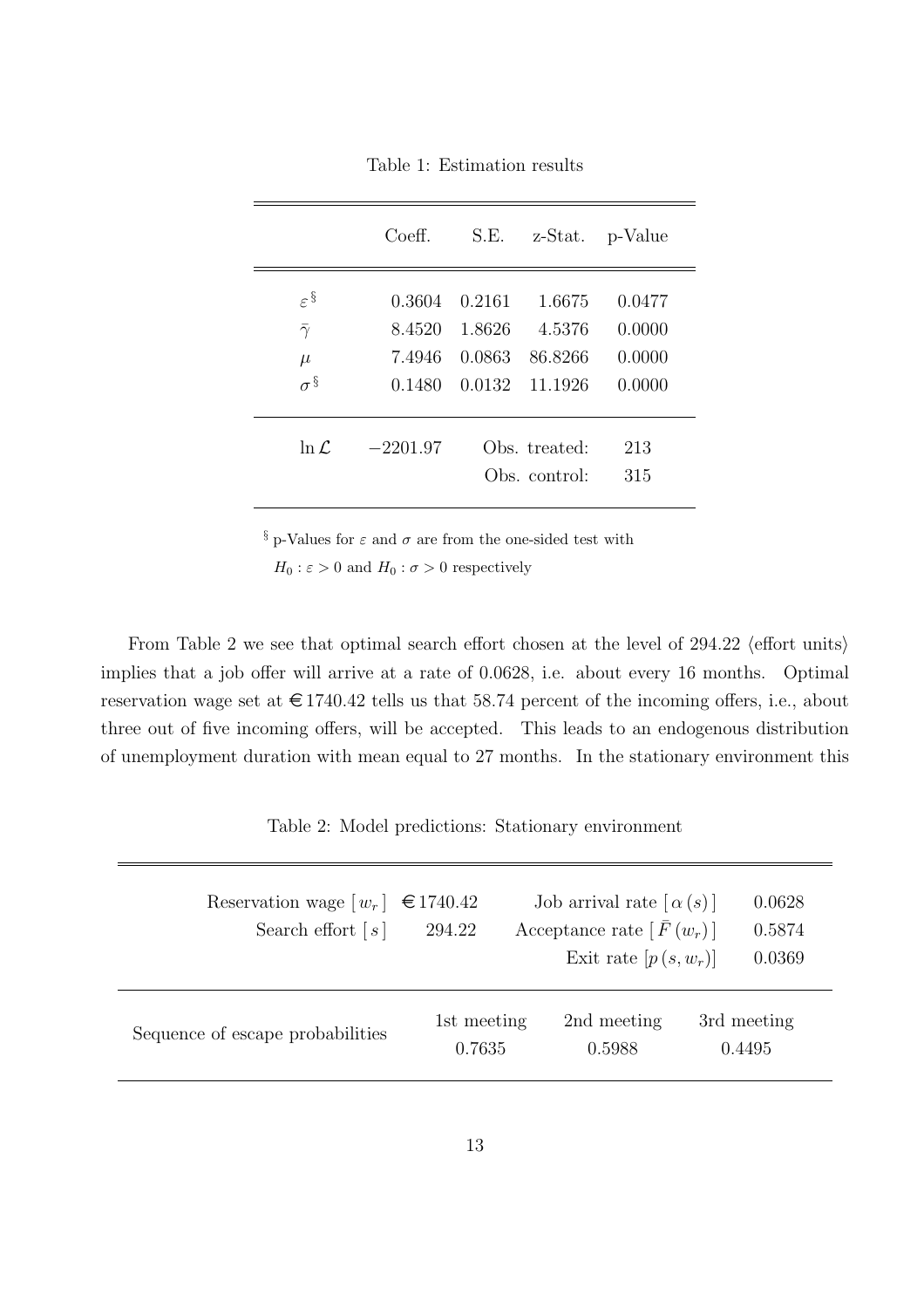Table 1: Estimation results

| | Coeff. | S.E. | z-Stat. | p-Value |
|---|---|---|---|---|
| $\varepsilon^{\S}$ | 0.3604 | 0.2161 | 1.6675 | 0.0477 |
| $\bar{\gamma}$ | 8.4520 | 1.8626 | 4.5376 | 0.0000 |
| $\mu$ | 7.4946 | 0.0863 | 86.8266 | 0.0000 |
| $\sigma^{\S}$ | 0.1480 | 0.0132 | 11.1926 | 0.0000 |
| $\ln \mathcal{L}$ | $-2201.97$ | | Obs. treated: | 213 |
| | | | Obs. control: | 315 |

§ p-Values for $\varepsilon$ and $\sigma$ are from the one-sided test with $H_0 : \varepsilon > 0$ and $H_0 : \sigma > 0$ respectively

From Table 2 we see that optimal search effort chosen at the level of 294.22 ⟨effort units⟩ implies that a job offer will arrive at a rate of 0.0628, i.e. about every 16 months. Optimal reservation wage set at €1740.42 tells us that 58.74 percent of the incoming offers, i.e., about three out of five incoming offers, will be accepted. This leads to an endogenous distribution of unemployment duration with mean equal to 27 months. In the stationary environment this

Table 2: Model predictions: Stationary environment

| | | | |
|---|---|---|---|
| Reservation wage $[\, w_r \,]$ | €1740.42 | Job arrival rate $[\, \alpha(s) \,]$ | 0.0628 |
| Search effort $[\, s \,]$ | 294.22 | Acceptance rate $[\, \bar{F}(w_r) \,]$ | 0.5874 |
| | | Exit rate $[p(s, w_r)]$ | 0.0369 |

| Sequence of escape probabilities | 1st meeting | 2nd meeting | 3rd meeting |
|---|---|---|---|
| | 0.7635 | 0.5988 | 0.4495 |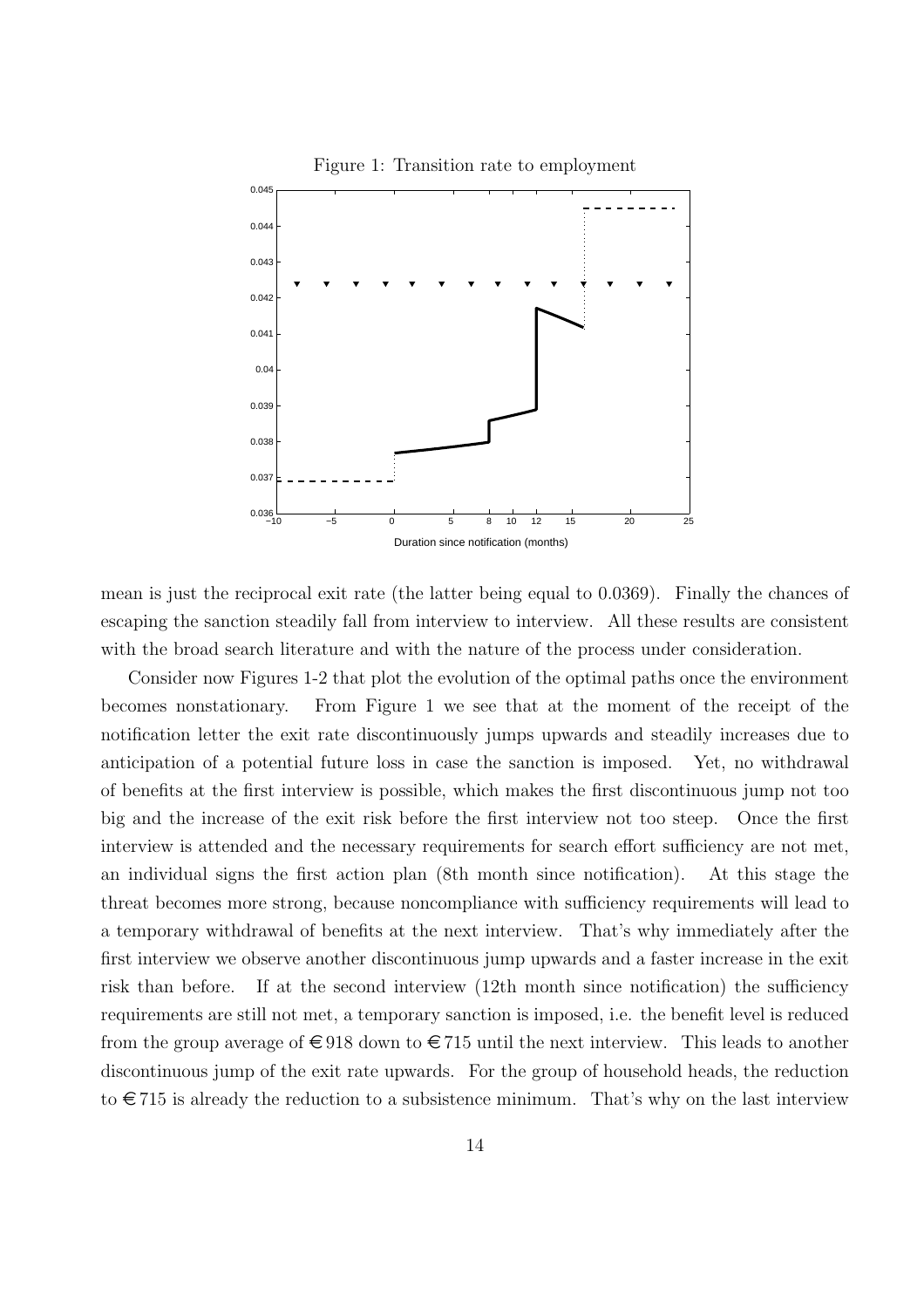Figure 1: Transition rate to employment

mean is just the reciprocal exit rate (the latter being equal to 0.0369). Finally the chances of escaping the sanction steadily fall from interview to interview. All these results are consistent with the broad search literature and with the nature of the process under consideration.

Consider now Figures 1-2 that plot the evolution of the optimal paths once the environment becomes nonstationary. From Figure 1 we see that at the moment of the receipt of the notification letter the exit rate discontinuously jumps upwards and steadily increases due to anticipation of a potential future loss in case the sanction is imposed. Yet, no withdrawal of benefits at the first interview is possible, which makes the first discontinuous jump not too big and the increase of the exit risk before the first interview not too steep. Once the first interview is attended and the necessary requirements for search effort sufficiency are not met, an individual signs the first action plan (8th month since notification). At this stage the threat becomes more strong, because noncompliance with sufficiency requirements will lead to a temporary withdrawal of benefits at the next interview. That's why immediately after the first interview we observe another discontinuous jump upwards and a faster increase in the exit risk than before. If at the second interview (12th month since notification) the sufficiency requirements are still not met, a temporary sanction is imposed, i.e. the benefit level is reduced from the group average of €918 down to €715 until the next interview. This leads to another discontinuous jump of the exit rate upwards. For the group of household heads, the reduction to €715 is already the reduction to a subsistence minimum. That's why on the last interview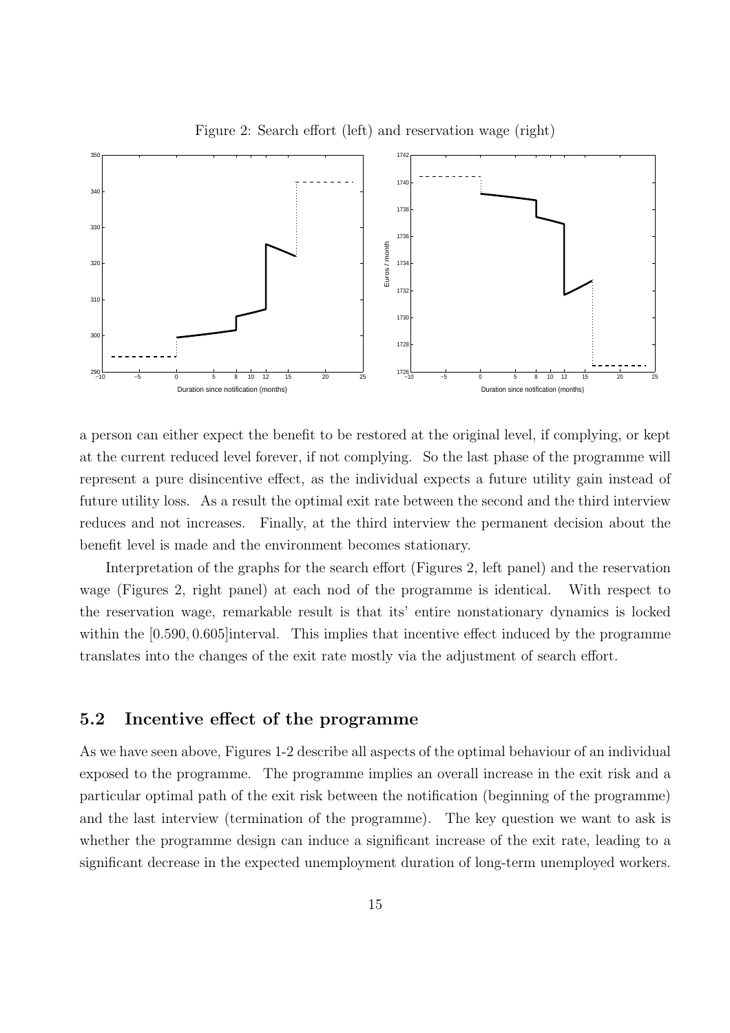Figure 2: Search effort (left) and reservation wage (right)

a person can either expect the benefit to be restored at the original level, if complying, or kept at the current reduced level forever, if not complying. So the last phase of the programme will represent a pure disincentive effect, as the individual expects a future utility gain instead of future utility loss. As a result the optimal exit rate between the second and the third interview reduces and not increases. Finally, at the third interview the permanent decision about the benefit level is made and the environment becomes stationary.

Interpretation of the graphs for the search effort (Figures 2, left panel) and the reservation wage (Figures 2, right panel) at each nod of the programme is identical. With respect to the reservation wage, remarkable result is that its' entire nonstationary dynamics is locked within the $[0.590, 0.605]$interval. This implies that incentive effect induced by the programme translates into the changes of the exit rate mostly via the adjustment of search effort.

## 5.2 Incentive effect of the programme

As we have seen above, Figures 1-2 describe all aspects of the optimal behaviour of an individual exposed to the programme. The programme implies an overall increase in the exit risk and a particular optimal path of the exit risk between the notification (beginning of the programme) and the last interview (termination of the programme). The key question we want to ask is whether the programme design can induce a significant increase of the exit rate, leading to a significant decrease in the expected unemployment duration of long-term unemployed workers.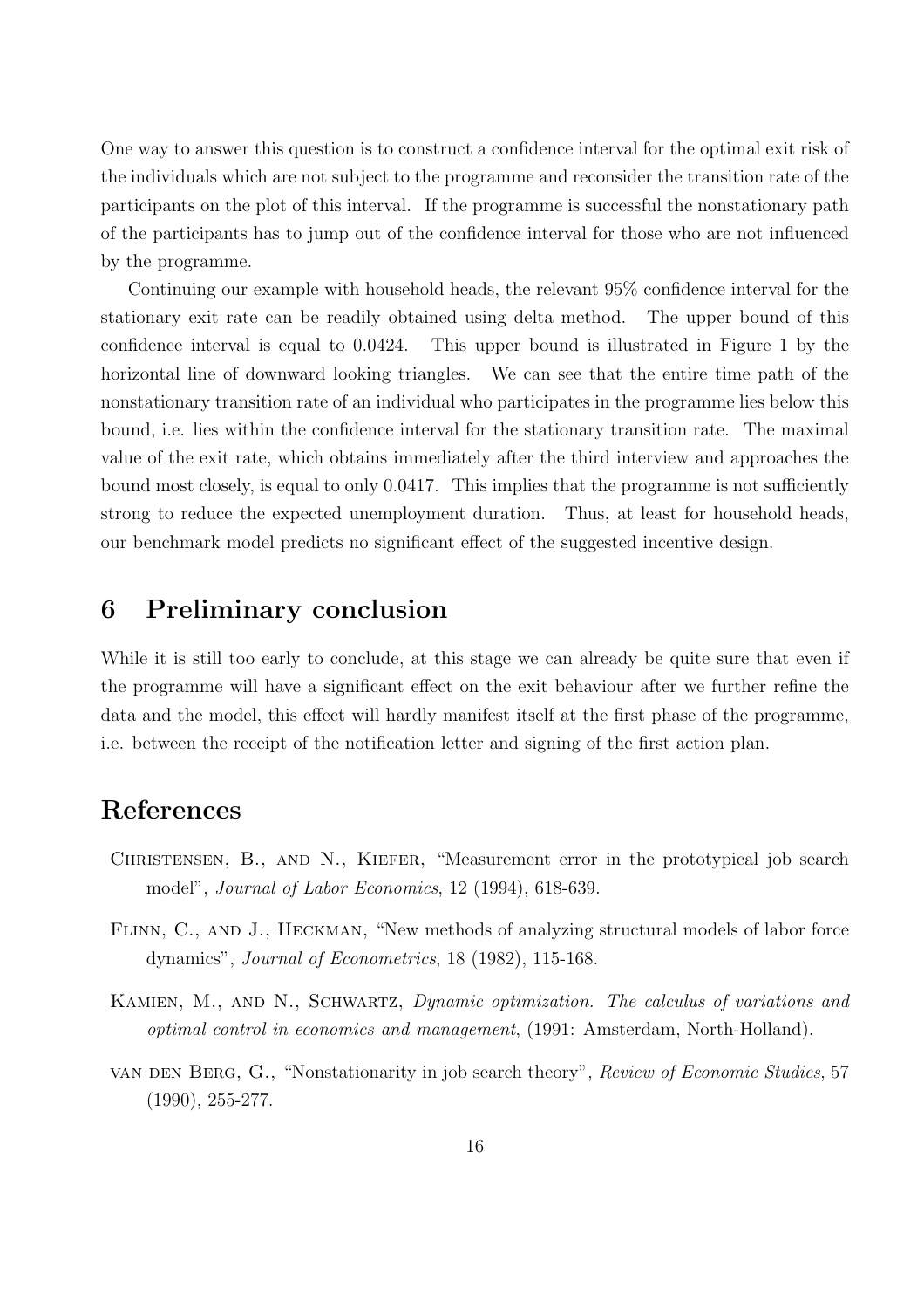One way to answer this question is to construct a confidence interval for the optimal exit risk of the individuals which are not subject to the programme and reconsider the transition rate of the participants on the plot of this interval. If the programme is successful the nonstationary path of the participants has to jump out of the confidence interval for those who are not influenced by the programme.

Continuing our example with household heads, the relevant 95% confidence interval for the stationary exit rate can be readily obtained using delta method. The upper bound of this confidence interval is equal to 0.0424. This upper bound is illustrated in Figure 1 by the horizontal line of downward looking triangles. We can see that the entire time path of the nonstationary transition rate of an individual who participates in the programme lies below this bound, i.e. lies within the confidence interval for the stationary transition rate. The maximal value of the exit rate, which obtains immediately after the third interview and approaches the bound most closely, is equal to only 0.0417. This implies that the programme is not sufficiently strong to reduce the expected unemployment duration. Thus, at least for household heads, our benchmark model predicts no significant effect of the suggested incentive design.

# 6 Preliminary conclusion

While it is still too early to conclude, at this stage we can already be quite sure that even if the programme will have a significant effect on the exit behaviour after we further refine the data and the model, this effect will hardly manifest itself at the first phase of the programme, i.e. between the receipt of the notification letter and signing of the first action plan.

# References

Christensen, B., and N., Kiefer, "Measurement error in the prototypical job search model", *Journal of Labor Economics*, 12 (1994), 618-639.

Flinn, C., and J., Heckman, "New methods of analyzing structural models of labor force dynamics", *Journal of Econometrics*, 18 (1982), 115-168.

Kamien, M., and N., Schwartz, *Dynamic optimization. The calculus of variations and optimal control in economics and management*, (1991: Amsterdam, North-Holland).

van den Berg, G., "Nonstationarity in job search theory", *Review of Economic Studies*, 57 (1990), 255-277.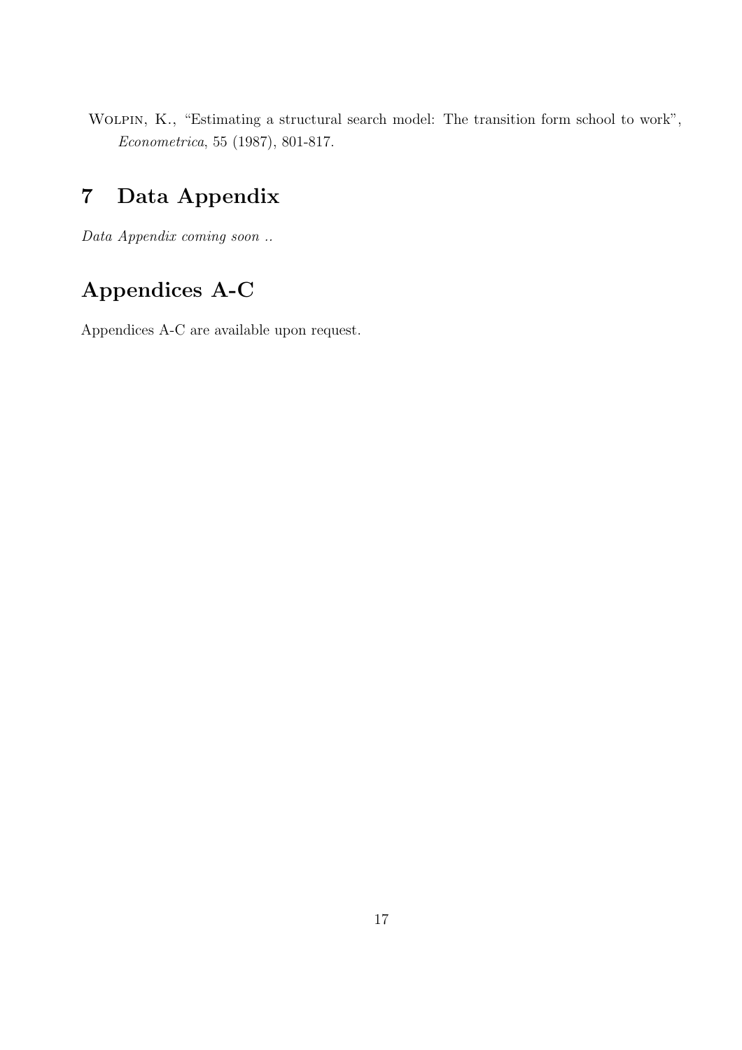Wolpin, K., "Estimating a structural search model: The transition form school to work", *Econometrica*, 55 (1987), 801-817.

# 7 Data Appendix

*Data Appendix coming soon ..*

# Appendices A-C

Appendices A-C are available upon request.